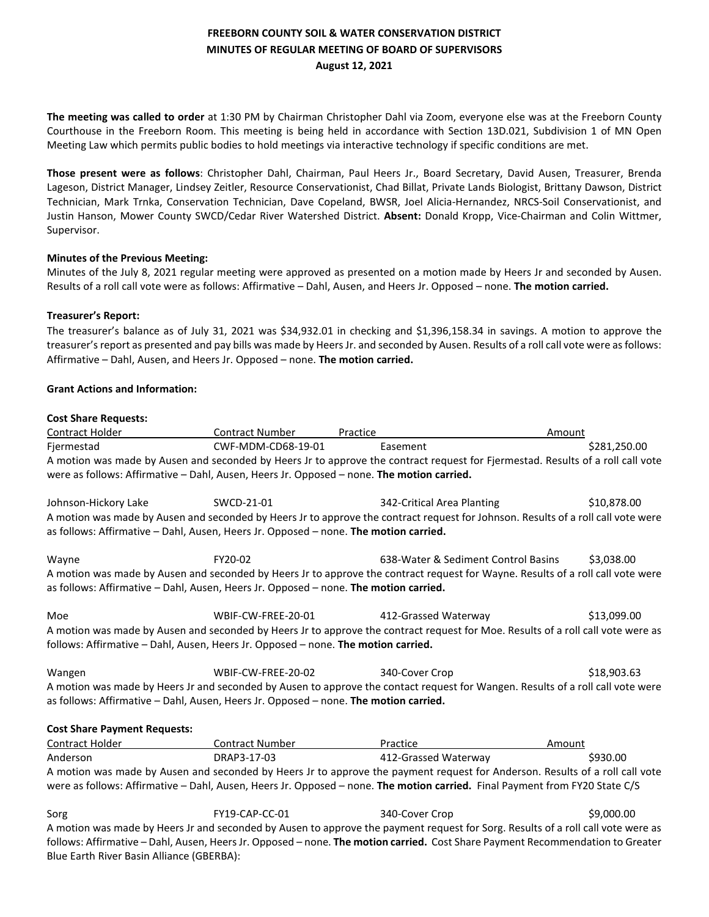**FREEBORN COUNTY SOIL & WATER CONSERVATION DISTRICT**
**MINUTES OF REGULAR MEETING OF BOARD OF SUPERVISORS**
**August 12, 2021**

**The meeting was called to order** at 1:30 PM by Chairman Christopher Dahl via Zoom, everyone else was at the Freeborn County Courthouse in the Freeborn Room. This meeting is being held in accordance with Section 13D.021, Subdivision 1 of MN Open Meeting Law which permits public bodies to hold meetings via interactive technology if specific conditions are met.

**Those present were as follows**: Christopher Dahl, Chairman, Paul Heers Jr., Board Secretary, David Ausen, Treasurer, Brenda Lageson, District Manager, Lindsey Zeitler, Resource Conservationist, Chad Billat, Private Lands Biologist, Brittany Dawson, District Technician, Mark Trnka, Conservation Technician, Dave Copeland, BWSR, Joel Alicia-Hernandez, NRCS-Soil Conservationist, and Justin Hanson, Mower County SWCD/Cedar River Watershed District. **Absent:** Donald Kropp, Vice-Chairman and Colin Wittmer, Supervisor.

**Minutes of the Previous Meeting:**

Minutes of the July 8, 2021 regular meeting were approved as presented on a motion made by Heers Jr and seconded by Ausen. Results of a roll call vote were as follows: Affirmative – Dahl, Ausen, and Heers Jr. Opposed – none. **The motion carried.**

**Treasurer's Report:**

The treasurer's balance as of July 31, 2021 was $34,932.01 in checking and $1,396,158.34 in savings. A motion to approve the treasurer's report as presented and pay bills was made by Heers Jr. and seconded by Ausen. Results of a roll call vote were as follows: Affirmative – Dahl, Ausen, and Heers Jr. Opposed – none. **The motion carried.**

**Grant Actions and Information:**

**Cost Share Requests:**

| Contract Holder | Contract Number | Practice | Amount |
|---|---|---|---|
| Fjermestad | CWF-MDM-CD68-19-01 | Easement | $281,250.00 |

A motion was made by Ausen and seconded by Heers Jr to approve the contract request for Fjermestad. Results of a roll call vote were as follows: Affirmative – Dahl, Ausen, Heers Jr. Opposed – none. **The motion carried.**

| | | | |
|---|---|---|---|
| Johnson-Hickory Lake | SWCD-21-01 | 342-Critical Area Planting | $10,878.00 |

A motion was made by Ausen and seconded by Heers Jr to approve the contract request for Johnson. Results of a roll call vote were as follows: Affirmative – Dahl, Ausen, Heers Jr. Opposed – none. **The motion carried.**

| | | | |
|---|---|---|---|
| Wayne | FY20-02 | 638-Water & Sediment Control Basins | $3,038.00 |

A motion was made by Ausen and seconded by Heers Jr to approve the contract request for Wayne. Results of a roll call vote were as follows: Affirmative – Dahl, Ausen, Heers Jr. Opposed – none. **The motion carried.**

| | | | |
|---|---|---|---|
| Moe | WBIF-CW-FREE-20-01 | 412-Grassed Waterway | $13,099.00 |

A motion was made by Ausen and seconded by Heers Jr to approve the contract request for Moe. Results of a roll call vote were as follows: Affirmative – Dahl, Ausen, Heers Jr. Opposed – none. **The motion carried.**

| | | | |
|---|---|---|---|
| Wangen | WBIF-CW-FREE-20-02 | 340-Cover Crop | $18,903.63 |

A motion was made by Heers Jr and seconded by Ausen to approve the contact request for Wangen. Results of a roll call vote were as follows: Affirmative – Dahl, Ausen, Heers Jr. Opposed – none. **The motion carried.**

**Cost Share Payment Requests:**

| Contract Holder | Contract Number | Practice | Amount |
|---|---|---|---|
| Anderson | DRAP3-17-03 | 412-Grassed Waterway | $930.00 |

A motion was made by Ausen and seconded by Heers Jr to approve the payment request for Anderson. Results of a roll call vote were as follows: Affirmative – Dahl, Ausen, Heers Jr. Opposed – none. **The motion carried.** Final Payment from FY20 State C/S

| | | | |
|---|---|---|---|
| Sorg | FY19-CAP-CC-01 | 340-Cover Crop | $9,000.00 |

A motion was made by Heers Jr and seconded by Ausen to approve the payment request for Sorg. Results of a roll call vote were as follows: Affirmative – Dahl, Ausen, Heers Jr. Opposed – none. **The motion carried.** Cost Share Payment Recommendation to Greater Blue Earth River Basin Alliance (GBERBA):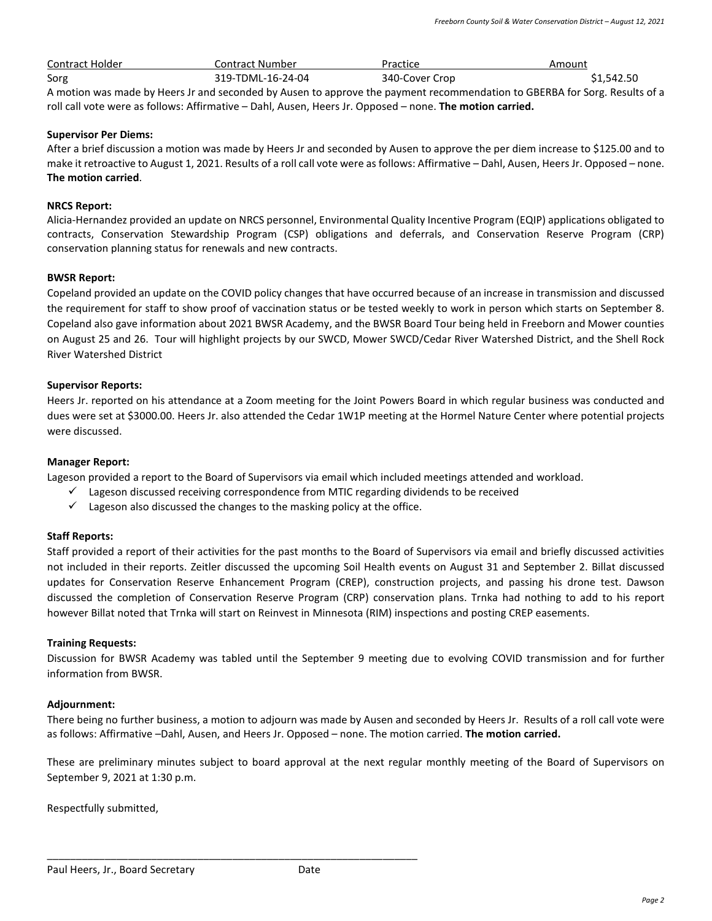| Contract Holder | Contract Number | Practice | Amount |
|---|---|---|---|
| Sorg | 319-TDML-16-24-04 | 340-Cover Crop | $1,542.50 |

A motion was made by Heers Jr and seconded by Ausen to approve the payment recommendation to GBERBA for Sorg. Results of a roll call vote were as follows: Affirmative – Dahl, Ausen, Heers Jr. Opposed – none. **The motion carried.**

**Supervisor Per Diems:**
After a brief discussion a motion was made by Heers Jr and seconded by Ausen to approve the per diem increase to $125.00 and to make it retroactive to August 1, 2021. Results of a roll call vote were as follows: Affirmative – Dahl, Ausen, Heers Jr. Opposed – none. **The motion carried**.

**NRCS Report:**
Alicia-Hernandez provided an update on NRCS personnel, Environmental Quality Incentive Program (EQIP) applications obligated to contracts, Conservation Stewardship Program (CSP) obligations and deferrals, and Conservation Reserve Program (CRP) conservation planning status for renewals and new contracts.

**BWSR Report:**
Copeland provided an update on the COVID policy changes that have occurred because of an increase in transmission and discussed the requirement for staff to show proof of vaccination status or be tested weekly to work in person which starts on September 8. Copeland also gave information about 2021 BWSR Academy, and the BWSR Board Tour being held in Freeborn and Mower counties on August 25 and 26. Tour will highlight projects by our SWCD, Mower SWCD/Cedar River Watershed District, and the Shell Rock River Watershed District

**Supervisor Reports:**
Heers Jr. reported on his attendance at a Zoom meeting for the Joint Powers Board in which regular business was conducted and dues were set at $3000.00. Heers Jr. also attended the Cedar 1W1P meeting at the Hormel Nature Center where potential projects were discussed.

**Manager Report:**
Lageson provided a report to the Board of Supervisors via email which included meetings attended and workload.

- ✓ Lageson discussed receiving correspondence from MTIC regarding dividends to be received
- ✓ Lageson also discussed the changes to the masking policy at the office.

**Staff Reports:**
Staff provided a report of their activities for the past months to the Board of Supervisors via email and briefly discussed activities not included in their reports. Zeitler discussed the upcoming Soil Health events on August 31 and September 2. Billat discussed updates for Conservation Reserve Enhancement Program (CREP), construction projects, and passing his drone test. Dawson discussed the completion of Conservation Reserve Program (CRP) conservation plans. Trnka had nothing to add to his report however Billat noted that Trnka will start on Reinvest in Minnesota (RIM) inspections and posting CREP easements.

**Training Requests:**
Discussion for BWSR Academy was tabled until the September 9 meeting due to evolving COVID transmission and for further information from BWSR.

**Adjournment:**
There being no further business, a motion to adjourn was made by Ausen and seconded by Heers Jr. Results of a roll call vote were as follows: Affirmative –Dahl, Ausen, and Heers Jr. Opposed – none. The motion carried. **The motion carried.**

These are preliminary minutes subject to board approval at the next regular monthly meeting of the Board of Supervisors on September 9, 2021 at 1:30 p.m.

Respectfully submitted,

\_\_\_\_\_\_\_\_\_\_\_\_\_\_\_\_\_\_\_\_\_\_\_\_\_\_\_\_\_\_\_\_\_\_\_\_\_\_\_\_\_\_\_\_\_\_\_\_\_\_\_\_\_\_\_\_\_\_\_\_\_\_\_\_

Paul Heers, Jr., Board Secretary Date